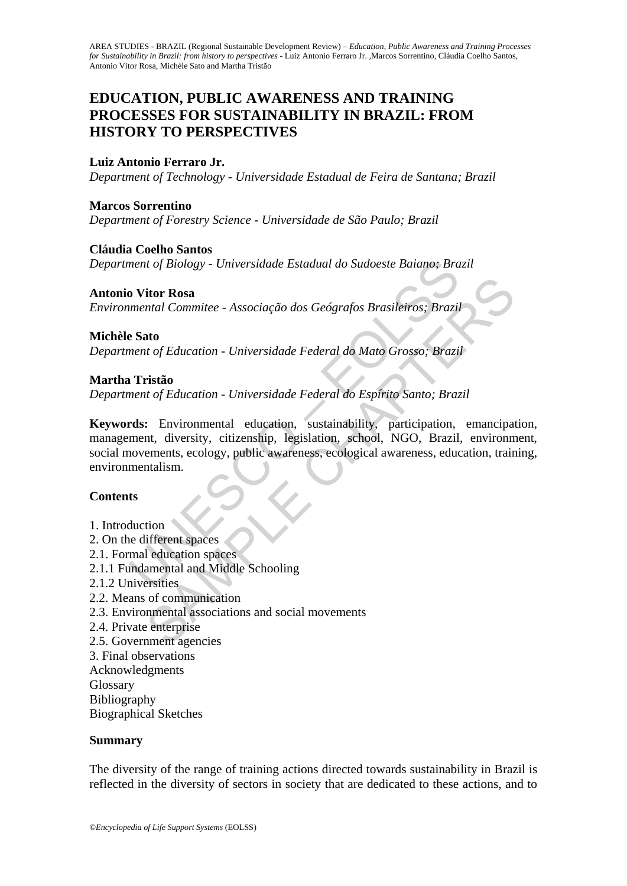# EDUCATION, PUBLIC AWARENESS AND TRAINING PROCESSES FOR SUSTAINABILITY IN BRAZIL: FROM HISTORY TO PERSPECTIVES

**Luiz Antonio Ferraro Jr.**
*Department of Technology - Universidade Estadual de Feira de Santana; Brazil*

**Marcos Sorrentino**
*Department of Forestry Science - Universidade de São Paulo; Brazil*

**Cláudia Coelho Santos**
*Department of Biology - Universidade Estadual do Sudoeste Baiano; Brazil*

**Antonio Vitor Rosa**
*Environmental Commitee - Associação dos Geógrafos Brasileiros; Brazil*

**Michèle Sato**
*Department of Education - Universidade Federal do Mato Grosso; Brazil*

**Martha Tristão**
*Department of Education - Universidade Federal do Espírito Santo; Brazil*

**Keywords:** Environmental education, sustainability, participation, emancipation, management, diversity, citizenship, legislation, school, NGO, Brazil, environment, social movements, ecology, public awareness, ecological awareness, education, training, environmentalism.

## Contents

1. Introduction
2. On the different spaces
2.1. Formal education spaces
2.1.1 Fundamental and Middle Schooling
2.1.2 Universities
2.2. Means of communication
2.3. Environmental associations and social movements
2.4. Private enterprise
2.5. Government agencies
3. Final observations
Acknowledgments
Glossary
Bibliography
Biographical Sketches

## Summary

The diversity of the range of training actions directed towards sustainability in Brazil is reflected in the diversity of sectors in society that are dedicated to these actions, and to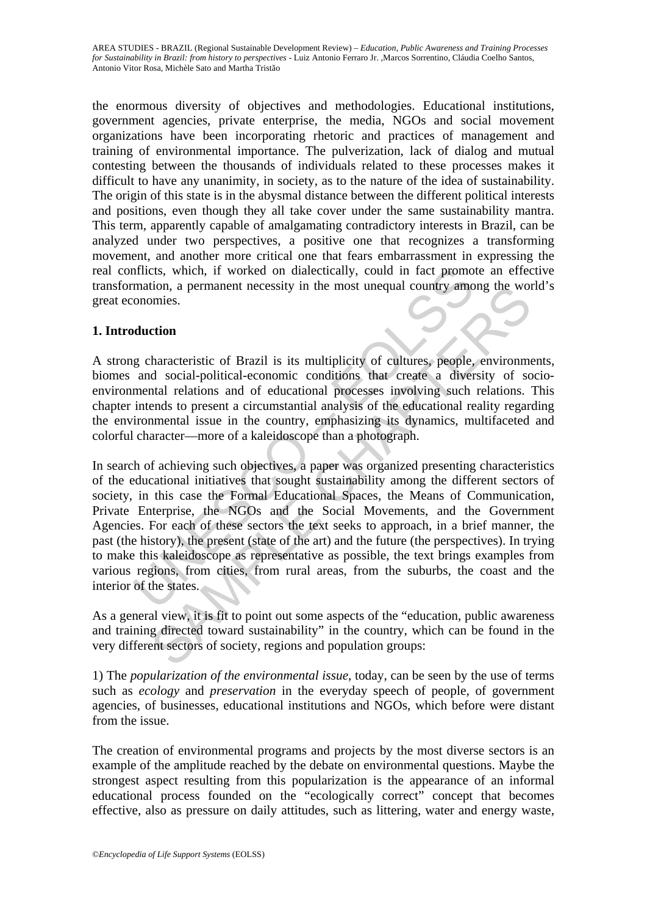the enormous diversity of objectives and methodologies. Educational institutions, government agencies, private enterprise, the media, NGOs and social movement organizations have been incorporating rhetoric and practices of management and training of environmental importance. The pulverization, lack of dialog and mutual contesting between the thousands of individuals related to these processes makes it difficult to have any unanimity, in society, as to the nature of the idea of sustainability. The origin of this state is in the abysmal distance between the different political interests and positions, even though they all take cover under the same sustainability mantra. This term, apparently capable of amalgamating contradictory interests in Brazil, can be analyzed under two perspectives, a positive one that recognizes a transforming movement, and another more critical one that fears embarrassment in expressing the real conflicts, which, if worked on dialectically, could in fact promote an effective transformation, a permanent necessity in the most unequal country among the world's great economies.

## 1. Introduction

A strong characteristic of Brazil is its multiplicity of cultures, people, environments, biomes and social-political-economic conditions that create a diversity of socio-environmental relations and of educational processes involving such relations. This chapter intends to present a circumstantial analysis of the educational reality regarding the environmental issue in the country, emphasizing its dynamics, multifaceted and colorful character—more of a kaleidoscope than a photograph.

In search of achieving such objectives, a paper was organized presenting characteristics of the educational initiatives that sought sustainability among the different sectors of society, in this case the Formal Educational Spaces, the Means of Communication, Private Enterprise, the NGOs and the Social Movements, and the Government Agencies. For each of these sectors the text seeks to approach, in a brief manner, the past (the history), the present (state of the art) and the future (the perspectives). In trying to make this kaleidoscope as representative as possible, the text brings examples from various regions, from cities, from rural areas, from the suburbs, the coast and the interior of the states.

As a general view, it is fit to point out some aspects of the "education, public awareness and training directed toward sustainability" in the country, which can be found in the very different sectors of society, regions and population groups:

1) The *popularization of the environmental issue*, today, can be seen by the use of terms such as *ecology* and *preservation* in the everyday speech of people, of government agencies, of businesses, educational institutions and NGOs, which before were distant from the issue.

The creation of environmental programs and projects by the most diverse sectors is an example of the amplitude reached by the debate on environmental questions. Maybe the strongest aspect resulting from this popularization is the appearance of an informal educational process founded on the "ecologically correct" concept that becomes effective, also as pressure on daily attitudes, such as littering, water and energy waste,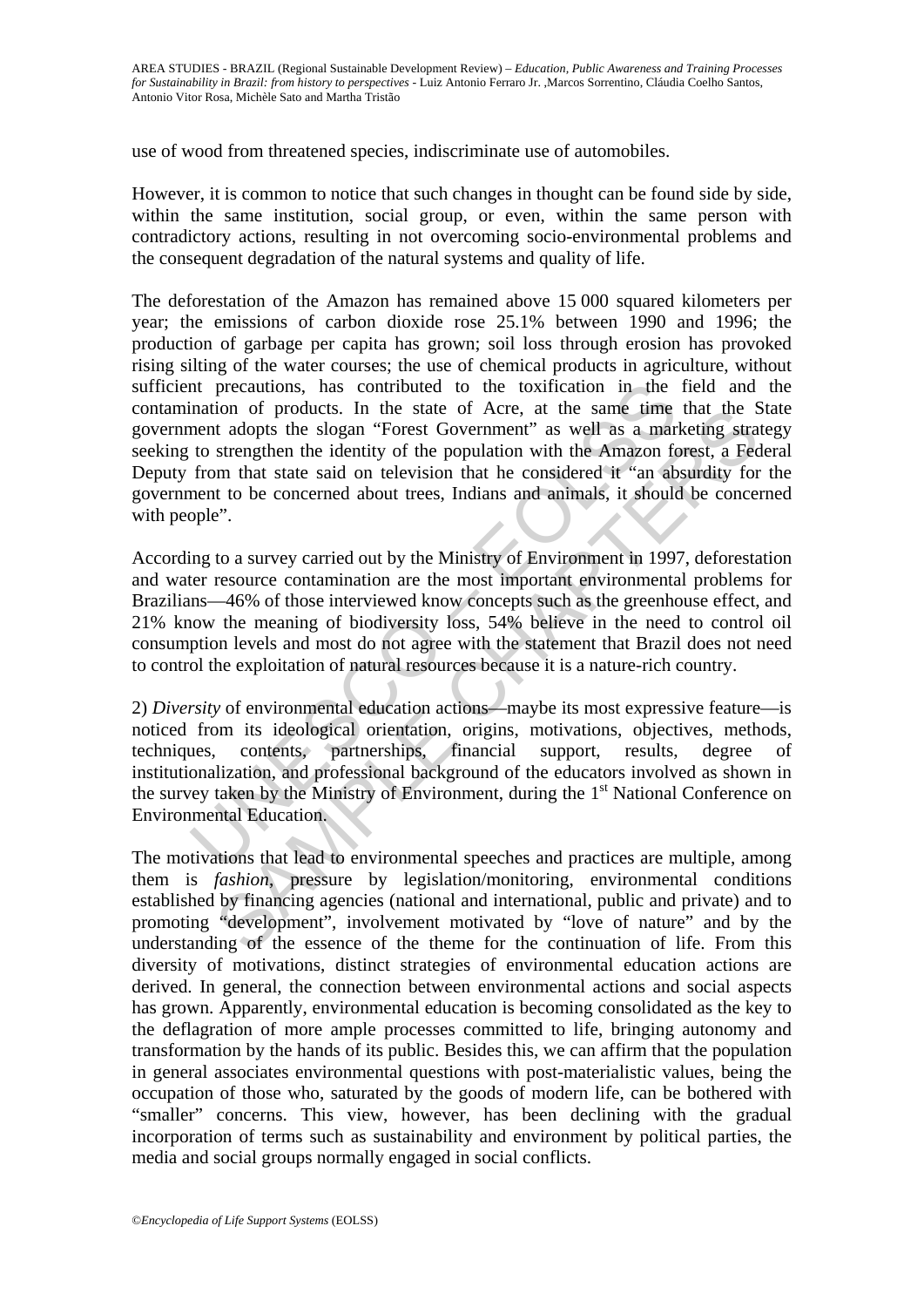use of wood from threatened species, indiscriminate use of automobiles.

However, it is common to notice that such changes in thought can be found side by side, within the same institution, social group, or even, within the same person with contradictory actions, resulting in not overcoming socio-environmental problems and the consequent degradation of the natural systems and quality of life.

The deforestation of the Amazon has remained above 15 000 squared kilometers per year; the emissions of carbon dioxide rose 25.1% between 1990 and 1996; the production of garbage per capita has grown; soil loss through erosion has provoked rising silting of the water courses; the use of chemical products in agriculture, without sufficient precautions, has contributed to the toxification in the field and the contamination of products. In the state of Acre, at the same time that the State government adopts the slogan "Forest Government" as well as a marketing strategy seeking to strengthen the identity of the population with the Amazon forest, a Federal Deputy from that state said on television that he considered it "an absurdity for the government to be concerned about trees, Indians and animals, it should be concerned with people".

According to a survey carried out by the Ministry of Environment in 1997, deforestation and water resource contamination are the most important environmental problems for Brazilians—46% of those interviewed know concepts such as the greenhouse effect, and 21% know the meaning of biodiversity loss, 54% believe in the need to control oil consumption levels and most do not agree with the statement that Brazil does not need to control the exploitation of natural resources because it is a nature-rich country.

2) *Diversity* of environmental education actions—maybe its most expressive feature—is noticed from its ideological orientation, origins, motivations, objectives, methods, techniques, contents, partnerships, financial support, results, degree of institutionalization, and professional background of the educators involved as shown in the survey taken by the Ministry of Environment, during the 1st National Conference on Environmental Education.

The motivations that lead to environmental speeches and practices are multiple, among them is *fashion*, pressure by legislation/monitoring, environmental conditions established by financing agencies (national and international, public and private) and to promoting "development", involvement motivated by "love of nature" and by the understanding of the essence of the theme for the continuation of life. From this diversity of motivations, distinct strategies of environmental education actions are derived. In general, the connection between environmental actions and social aspects has grown. Apparently, environmental education is becoming consolidated as the key to the deflagration of more ample processes committed to life, bringing autonomy and transformation by the hands of its public. Besides this, we can affirm that the population in general associates environmental questions with post-materialistic values, being the occupation of those who, saturated by the goods of modern life, can be bothered with "smaller" concerns. This view, however, has been declining with the gradual incorporation of terms such as sustainability and environment by political parties, the media and social groups normally engaged in social conflicts.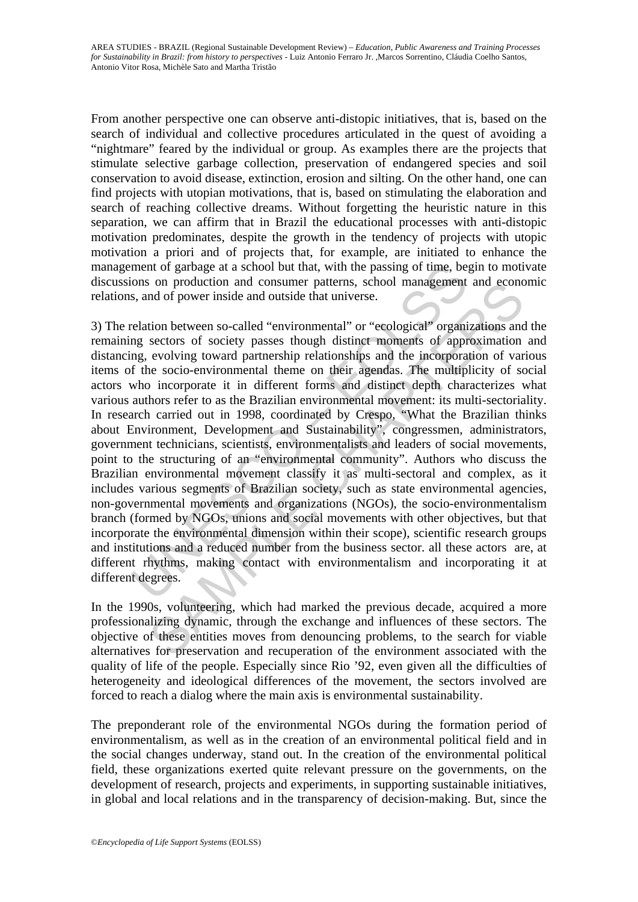From another perspective one can observe anti-distopic initiatives, that is, based on the search of individual and collective procedures articulated in the quest of avoiding a "nightmare" feared by the individual or group. As examples there are the projects that stimulate selective garbage collection, preservation of endangered species and soil conservation to avoid disease, extinction, erosion and silting. On the other hand, one can find projects with utopian motivations, that is, based on stimulating the elaboration and search of reaching collective dreams. Without forgetting the heuristic nature in this separation, we can affirm that in Brazil the educational processes with anti-distopic motivation predominates, despite the growth in the tendency of projects with utopic motivation a priori and of projects that, for example, are initiated to enhance the management of garbage at a school but that, with the passing of time, begin to motivate discussions on production and consumer patterns, school management and economic relations, and of power inside and outside that universe.

3) The relation between so-called "environmental" or "ecological" organizations and the remaining sectors of society passes though distinct moments of approximation and distancing, evolving toward partnership relationships and the incorporation of various items of the socio-environmental theme on their agendas. The multiplicity of social actors who incorporate it in different forms and distinct depth characterizes what various authors refer to as the Brazilian environmental movement: its multi-sectoriality. In research carried out in 1998, coordinated by Crespo, "What the Brazilian thinks about Environment, Development and Sustainability", congressmen, administrators, government technicians, scientists, environmentalists and leaders of social movements, point to the structuring of an "environmental community". Authors who discuss the Brazilian environmental movement classify it as multi-sectoral and complex, as it includes various segments of Brazilian society, such as state environmental agencies, non-governmental movements and organizations (NGOs), the socio-environmentalism branch (formed by NGOs, unions and social movements with other objectives, but that incorporate the environmental dimension within their scope), scientific research groups and institutions and a reduced number from the business sector. all these actors are, at different rhythms, making contact with environmentalism and incorporating it at different degrees.

In the 1990s, volunteering, which had marked the previous decade, acquired a more professionalizing dynamic, through the exchange and influences of these sectors. The objective of these entities moves from denouncing problems, to the search for viable alternatives for preservation and recuperation of the environment associated with the quality of life of the people. Especially since Rio '92, even given all the difficulties of heterogeneity and ideological differences of the movement, the sectors involved are forced to reach a dialog where the main axis is environmental sustainability.

The preponderant role of the environmental NGOs during the formation period of environmentalism, as well as in the creation of an environmental political field and in the social changes underway, stand out. In the creation of the environmental political field, these organizations exerted quite relevant pressure on the governments, on the development of research, projects and experiments, in supporting sustainable initiatives, in global and local relations and in the transparency of decision-making. But, since the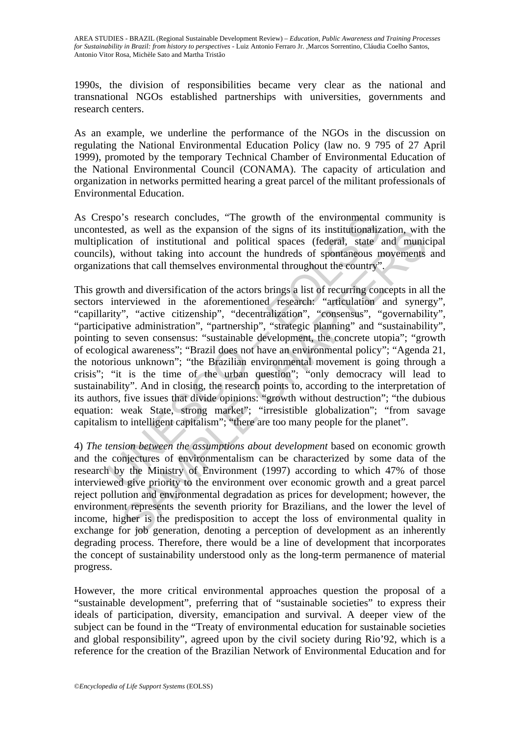1990s, the division of responsibilities became very clear as the national and transnational NGOs established partnerships with universities, governments and research centers.

As an example, we underline the performance of the NGOs in the discussion on regulating the National Environmental Education Policy (law no. 9 795 of 27 April 1999), promoted by the temporary Technical Chamber of Environmental Education of the National Environmental Council (CONAMA). The capacity of articulation and organization in networks permitted hearing a great parcel of the militant professionals of Environmental Education.

As Crespo's research concludes, "The growth of the environmental community is uncontested, as well as the expansion of the signs of its institutionalization, with the multiplication of institutional and political spaces (federal, state and municipal councils), without taking into account the hundreds of spontaneous movements and organizations that call themselves environmental throughout the country".

This growth and diversification of the actors brings a list of recurring concepts in all the sectors interviewed in the aforementioned research: "articulation and synergy", "capillarity", "active citizenship", "decentralization", "consensus", "governability", "participative administration", "partnership", "strategic planning" and "sustainability", pointing to seven consensus: "sustainable development, the concrete utopia"; "growth of ecological awareness"; "Brazil does not have an environmental policy"; "Agenda 21, the notorious unknown"; "the Brazilian environmental movement is going through a crisis"; "it is the time of the urban question"; "only democracy will lead to sustainability". And in closing, the research points to, according to the interpretation of its authors, five issues that divide opinions: "growth without destruction"; "the dubious equation: weak State, strong market"; "irresistible globalization"; "from savage capitalism to intelligent capitalism"; "there are too many people for the planet".

4) *The tension between the assumptions about development* based on economic growth and the conjectures of environmentalism can be characterized by some data of the research by the Ministry of Environment (1997) according to which 47% of those interviewed give priority to the environment over economic growth and a great parcel reject pollution and environmental degradation as prices for development; however, the environment represents the seventh priority for Brazilians, and the lower the level of income, higher is the predisposition to accept the loss of environmental quality in exchange for job generation, denoting a perception of development as an inherently degrading process. Therefore, there would be a line of development that incorporates the concept of sustainability understood only as the long-term permanence of material progress.

However, the more critical environmental approaches question the proposal of a "sustainable development", preferring that of "sustainable societies" to express their ideals of participation, diversity, emancipation and survival. A deeper view of the subject can be found in the "Treaty of environmental education for sustainable societies and global responsibility", agreed upon by the civil society during Rio'92, which is a reference for the creation of the Brazilian Network of Environmental Education and for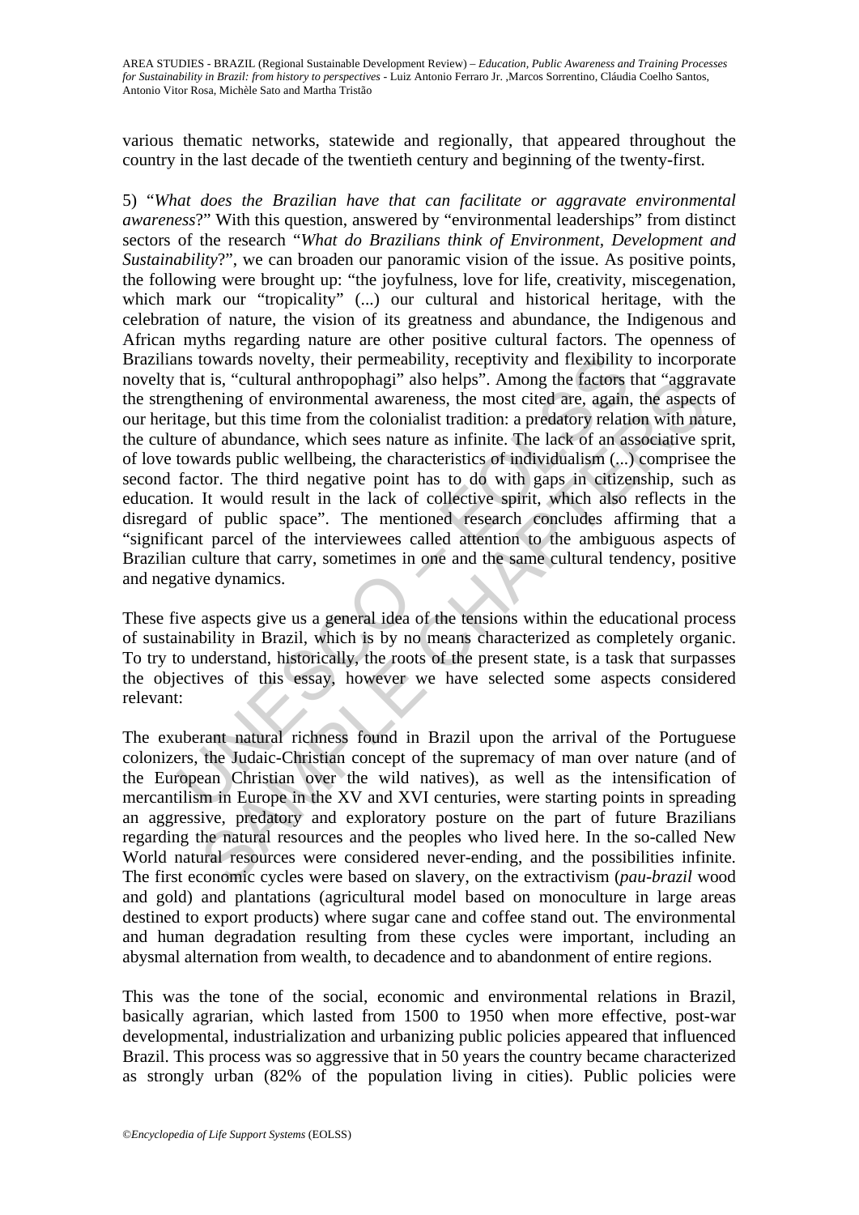various thematic networks, statewide and regionally, that appeared throughout the country in the last decade of the twentieth century and beginning of the twenty-first.

5) "*What does the Brazilian have that can facilitate or aggravate environmental awareness*?" With this question, answered by "environmental leaderships" from distinct sectors of the research "*What do Brazilians think of Environment, Development and Sustainability*?", we can broaden our panoramic vision of the issue. As positive points, the following were brought up: "the joyfulness, love for life, creativity, miscegenation, which mark our "tropicality" (...) our cultural and historical heritage, with the celebration of nature, the vision of its greatness and abundance, the Indigenous and African myths regarding nature are other positive cultural factors. The openness of Brazilians towards novelty, their permeability, receptivity and flexibility to incorporate novelty that is, "cultural anthropophagi" also helps". Among the factors that "aggravate the strengthening of environmental awareness, the most cited are, again, the aspects of our heritage, but this time from the colonialist tradition: a predatory relation with nature, the culture of abundance, which sees nature as infinite. The lack of an associative sprit, of love towards public wellbeing, the characteristics of individualism (...) comprisee the second factor. The third negative point has to do with gaps in citizenship, such as education. It would result in the lack of collective spirit, which also reflects in the disregard of public space". The mentioned research concludes affirming that a "significant parcel of the interviewees called attention to the ambiguous aspects of Brazilian culture that carry, sometimes in one and the same cultural tendency, positive and negative dynamics.

These five aspects give us a general idea of the tensions within the educational process of sustainability in Brazil, which is by no means characterized as completely organic. To try to understand, historically, the roots of the present state, is a task that surpasses the objectives of this essay, however we have selected some aspects considered relevant:

The exuberant natural richness found in Brazil upon the arrival of the Portuguese colonizers, the Judaic-Christian concept of the supremacy of man over nature (and of the European Christian over the wild natives), as well as the intensification of mercantilism in Europe in the XV and XVI centuries, were starting points in spreading an aggressive, predatory and exploratory posture on the part of future Brazilians regarding the natural resources and the peoples who lived here. In the so-called New World natural resources were considered never-ending, and the possibilities infinite. The first economic cycles were based on slavery, on the extractivism (*pau-brazil* wood and gold) and plantations (agricultural model based on monoculture in large areas destined to export products) where sugar cane and coffee stand out. The environmental and human degradation resulting from these cycles were important, including an abysmal alternation from wealth, to decadence and to abandonment of entire regions.

This was the tone of the social, economic and environmental relations in Brazil, basically agrarian, which lasted from 1500 to 1950 when more effective, post-war developmental, industrialization and urbanizing public policies appeared that influenced Brazil. This process was so aggressive that in 50 years the country became characterized as strongly urban (82% of the population living in cities). Public policies were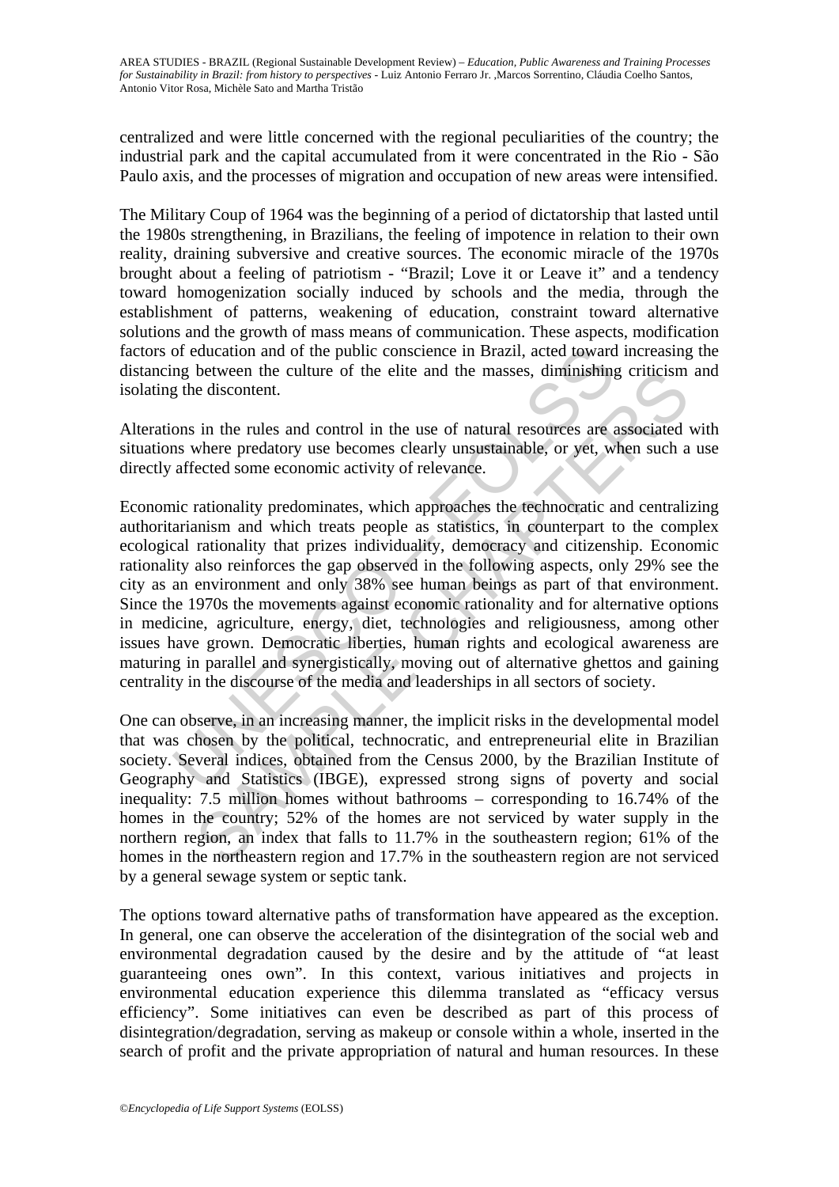centralized and were little concerned with the regional peculiarities of the country; the industrial park and the capital accumulated from it were concentrated in the Rio - São Paulo axis, and the processes of migration and occupation of new areas were intensified.

The Military Coup of 1964 was the beginning of a period of dictatorship that lasted until the 1980s strengthening, in Brazilians, the feeling of impotence in relation to their own reality, draining subversive and creative sources. The economic miracle of the 1970s brought about a feeling of patriotism - "Brazil; Love it or Leave it" and a tendency toward homogenization socially induced by schools and the media, through the establishment of patterns, weakening of education, constraint toward alternative solutions and the growth of mass means of communication. These aspects, modification factors of education and of the public conscience in Brazil, acted toward increasing the distancing between the culture of the elite and the masses, diminishing criticism and isolating the discontent.

Alterations in the rules and control in the use of natural resources are associated with situations where predatory use becomes clearly unsustainable, or yet, when such a use directly affected some economic activity of relevance.

Economic rationality predominates, which approaches the technocratic and centralizing authoritarianism and which treats people as statistics, in counterpart to the complex ecological rationality that prizes individuality, democracy and citizenship. Economic rationality also reinforces the gap observed in the following aspects, only 29% see the city as an environment and only 38% see human beings as part of that environment. Since the 1970s the movements against economic rationality and for alternative options in medicine, agriculture, energy, diet, technologies and religiousness, among other issues have grown. Democratic liberties, human rights and ecological awareness are maturing in parallel and synergistically, moving out of alternative ghettos and gaining centrality in the discourse of the media and leaderships in all sectors of society.

One can observe, in an increasing manner, the implicit risks in the developmental model that was chosen by the political, technocratic, and entrepreneurial elite in Brazilian society. Several indices, obtained from the Census 2000, by the Brazilian Institute of Geography and Statistics (IBGE), expressed strong signs of poverty and social inequality: 7.5 million homes without bathrooms – corresponding to 16.74% of the homes in the country; 52% of the homes are not serviced by water supply in the northern region, an index that falls to 11.7% in the southeastern region; 61% of the homes in the northeastern region and 17.7% in the southeastern region are not serviced by a general sewage system or septic tank.

The options toward alternative paths of transformation have appeared as the exception. In general, one can observe the acceleration of the disintegration of the social web and environmental degradation caused by the desire and by the attitude of "at least guaranteeing ones own". In this context, various initiatives and projects in environmental education experience this dilemma translated as "efficacy versus efficiency". Some initiatives can even be described as part of this process of disintegration/degradation, serving as makeup or console within a whole, inserted in the search of profit and the private appropriation of natural and human resources. In these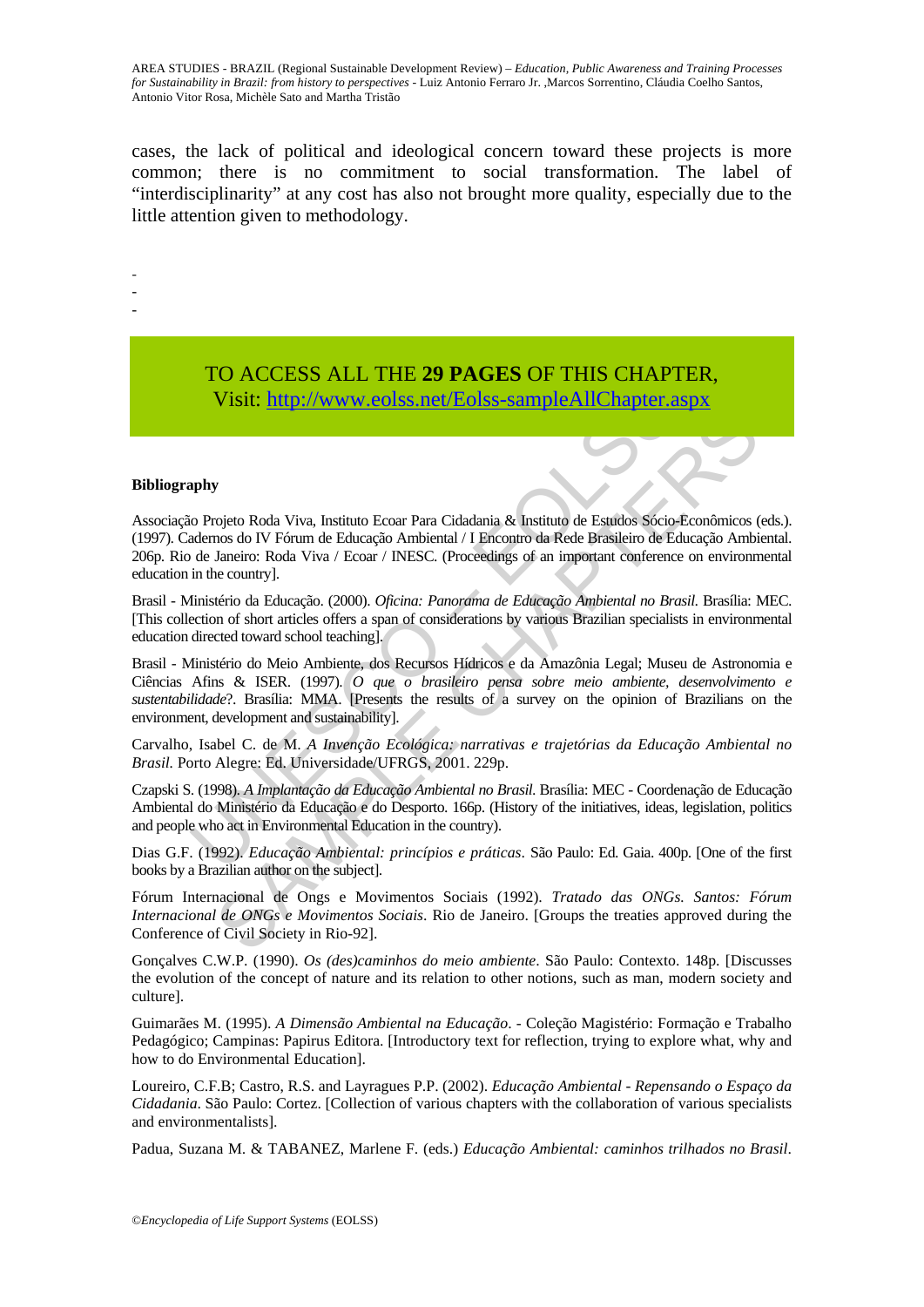cases, the lack of political and ideological concern toward these projects is more common; there is no commitment to social transformation. The label of "interdisciplinarity" at any cost has also not brought more quality, especially due to the little attention given to methodology.

-
-
-

TO ACCESS ALL THE **29 PAGES** OF THIS CHAPTER,
Visit: http://www.eolss.net/Eolss-sampleAllChapter.aspx

**Bibliography**

Associação Projeto Roda Viva, Instituto Ecoar Para Cidadania & Instituto de Estudos Sócio-Econômicos (eds.). (1997). Cadernos do IV Fórum de Educação Ambiental / I Encontro da Rede Brasileiro de Educação Ambiental. 206p. Rio de Janeiro: Roda Viva / Ecoar / INESC. (Proceedings of an important conference on environmental education in the country].

Brasil - Ministério da Educação. (2000). *Oficina: Panorama de Educação Ambiental no Brasil.* Brasília: MEC. [This collection of short articles offers a span of considerations by various Brazilian specialists in environmental education directed toward school teaching].

Brasil - Ministério do Meio Ambiente, dos Recursos Hídricos e da Amazônia Legal; Museu de Astronomia e Ciências Afins & ISER. (1997). *O que o brasileiro pensa sobre meio ambiente, desenvolvimento e sustentabilidade*?. Brasília: MMA. [Presents the results of a survey on the opinion of Brazilians on the environment, development and sustainability].

Carvalho, Isabel C. de M. *A Invenção Ecológica: narrativas e trajetórias da Educação Ambiental no Brasil.* Porto Alegre: Ed. Universidade/UFRGS, 2001. 229p.

Czapski S. (1998). *A Implantação da Educação Ambiental no Brasil.* Brasília: MEC - Coordenação de Educação Ambiental do Ministério da Educação e do Desporto. 166p. (History of the initiatives, ideas, legislation, politics and people who act in Environmental Education in the country).

Dias G.F. (1992). *Educação Ambiental: princípios e práticas*. São Paulo: Ed. Gaia. 400p. [One of the first books by a Brazilian author on the subject].

Fórum Internacional de Ongs e Movimentos Sociais (1992). *Tratado das ONGs. Santos: Fórum Internacional de ONGs e Movimentos Sociais*. Rio de Janeiro. [Groups the treaties approved during the Conference of Civil Society in Rio-92].

Gonçalves C.W.P. (1990). *Os (des)caminhos do meio ambiente*. São Paulo: Contexto. 148p. [Discusses the evolution of the concept of nature and its relation to other notions, such as man, modern society and culture].

Guimarães M. (1995). *A Dimensão Ambiental na Educação*. - Coleção Magistério: Formação e Trabalho Pedagógico; Campinas: Papirus Editora. [Introductory text for reflection, trying to explore what, why and how to do Environmental Education].

Loureiro, C.F.B; Castro, R.S. and Layragues P.P. (2002). *Educação Ambiental - Repensando o Espaço da Cidadania*. São Paulo: Cortez. [Collection of various chapters with the collaboration of various specialists and environmentalists].

Padua, Suzana M. & TABANEZ, Marlene F. (eds.) *Educação Ambiental: caminhos trilhados no Brasil*.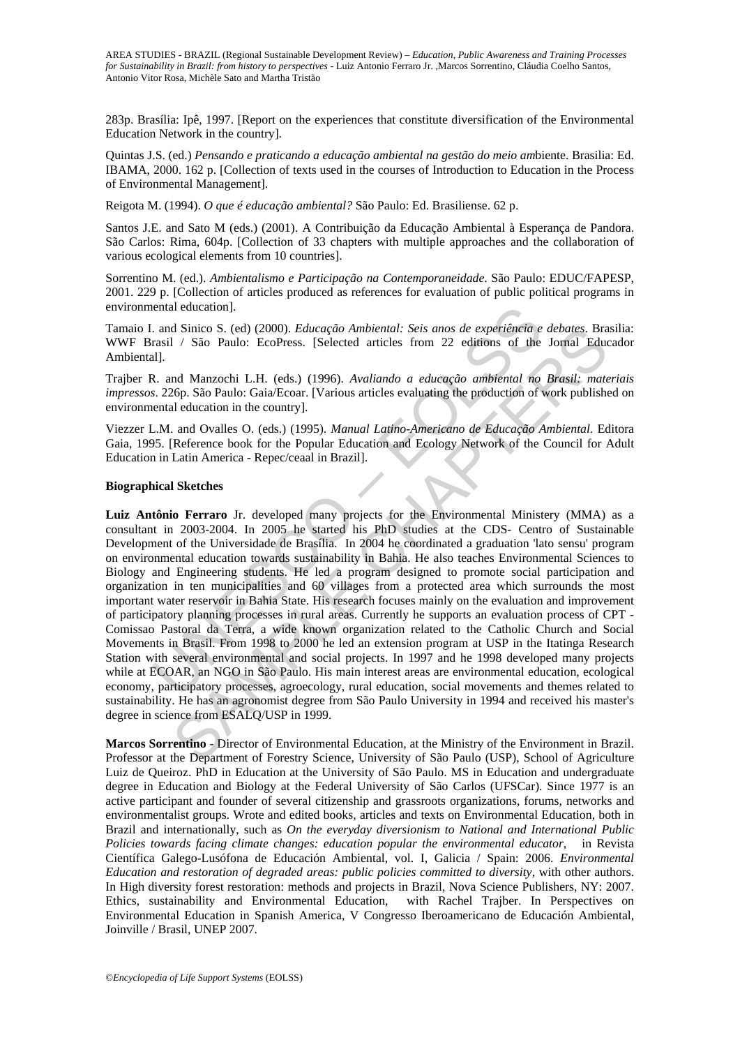283p. Brasília: Ipê, 1997. [Report on the experiences that constitute diversification of the Environmental Education Network in the country].

Quintas J.S. (ed.) *Pensando e praticando a educação ambiental na gestão do meio am*biente. Brasilia: Ed. IBAMA, 2000. 162 p. [Collection of texts used in the courses of Introduction to Education in the Process of Environmental Management].

Reigota M. (1994). *O que é educação ambiental?* São Paulo: Ed. Brasiliense. 62 p.

Santos J.E. and Sato M (eds.) (2001). A Contribuição da Educação Ambiental à Esperança de Pandora. São Carlos: Rima, 604p. [Collection of 33 chapters with multiple approaches and the collaboration of various ecological elements from 10 countries].

Sorrentino M. (ed.). *Ambientalismo e Participação na Contemporaneidade*. São Paulo: EDUC/FAPESP, 2001. 229 p. [Collection of articles produced as references for evaluation of public political programs in environmental education].

Tamaio I. and Sinico S. (ed) (2000). *Educação Ambiental: Seis anos de experiência e debates*. Brasilia: WWF Brasil / São Paulo: EcoPress. [Selected articles from 22 editions of the Jornal Educador Ambiental].

Trajber R. and Manzochi L.H. (eds.) (1996). *Avaliando a educação ambiental no Brasil: materiais impressos*. 226p. São Paulo: Gaia/Ecoar. [Various articles evaluating the production of work published on environmental education in the country].

Viezzer L.M. and Ovalles O. (eds.) (1995). *Manual Latino-Americano de Educação Ambiental.* Editora Gaia, 1995. [Reference book for the Popular Education and Ecology Network of the Council for Adult Education in Latin America - Repec/ceaal in Brazil].

**Biographical Sketches**

**Luiz Antônio Ferraro** Jr. developed many projects for the Environmental Ministery (MMA) as a consultant in 2003-2004. In 2005 he started his PhD studies at the CDS- Centro of Sustainable Development of the Universidade de Brasília. In 2004 he coordinated a graduation 'lato sensu' program on environmental education towards sustainability in Bahia. He also teaches Environmental Sciences to Biology and Engineering students. He led a program designed to promote social participation and organization in ten municipalities and 60 villages from a protected area which surrounds the most important water reservoir in Bahia State. His research focuses mainly on the evaluation and improvement of participatory planning processes in rural areas. Currently he supports an evaluation process of CPT - Comissao Pastoral da Terra, a wide known organization related to the Catholic Church and Social Movements in Brasil. From 1998 to 2000 he led an extension program at USP in the Itatinga Research Station with several environmental and social projects. In 1997 and he 1998 developed many projects while at ECOAR, an NGO in São Paulo. His main interest areas are environmental education, ecological economy, participatory processes, agroecology, rural education, social movements and themes related to sustainability. He has an agronomist degree from São Paulo University in 1994 and received his master's degree in science from ESALQ/USP in 1999.

**Marcos Sorrentino** - Director of Environmental Education, at the Ministry of the Environment in Brazil. Professor at the Department of Forestry Science, University of São Paulo (USP), School of Agriculture Luiz de Queiroz. PhD in Education at the University of São Paulo. MS in Education and undergraduate degree in Education and Biology at the Federal University of São Carlos (UFSCar). Since 1977 is an active participant and founder of several citizenship and grassroots organizations, forums, networks and environmentalist groups. Wrote and edited books, articles and texts on Environmental Education, both in Brazil and internationally, such as *On the everyday diversionism to National and International Public Policies towards facing climate changes: education popular the environmental educator*, in Revista Científica Galego-Lusófona de Educación Ambiental, vol. I, Galicia / Spain: 2006. *Environmental Education and restoration of degraded areas: public policies committed to diversity*, with other authors. In High diversity forest restoration: methods and projects in Brazil, Nova Science Publishers, NY: 2007. Ethics, sustainability and Environmental Education, with Rachel Trajber. In Perspectives on Environmental Education in Spanish America, V Congresso Iberoamericano de Educación Ambiental, Joinville / Brasil, UNEP 2007.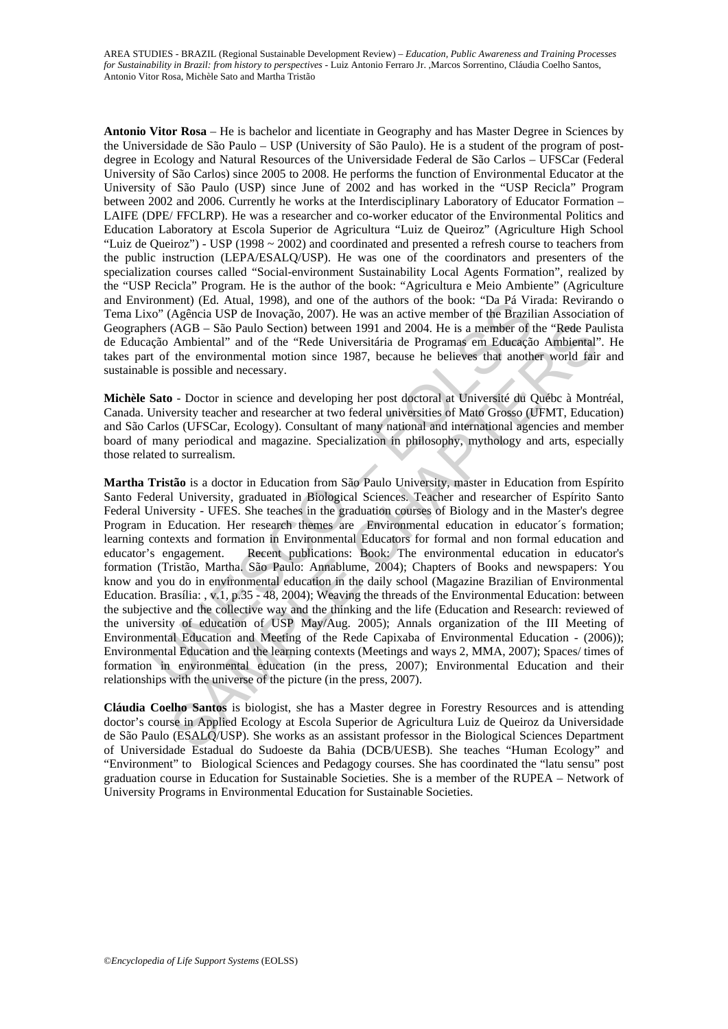**Antonio Vitor Rosa** – He is bachelor and licentiate in Geography and has Master Degree in Sciences by the Universidade de São Paulo – USP (University of São Paulo). He is a student of the program of post-degree in Ecology and Natural Resources of the Universidade Federal de São Carlos – UFSCar (Federal University of São Carlos) since 2005 to 2008. He performs the function of Environmental Educator at the University of São Paulo (USP) since June of 2002 and has worked in the "USP Recicla" Program between 2002 and 2006. Currently he works at the Interdisciplinary Laboratory of Educator Formation – LAIFE (DPE/ FFCLRP). He was a researcher and co-worker educator of the Environmental Politics and Education Laboratory at Escola Superior de Agricultura "Luiz de Queiroz" (Agriculture High School "Luiz de Queiroz") - USP (1998 ~ 2002) and coordinated and presented a refresh course to teachers from the public instruction (LEPA/ESALQ/USP). He was one of the coordinators and presenters of the specialization courses called "Social-environment Sustainability Local Agents Formation", realized by the "USP Recicla" Program. He is the author of the book: "Agricultura e Meio Ambiente" (Agriculture and Environment) (Ed. Atual, 1998), and one of the authors of the book: "Da Pá Virada: Revirando o Tema Lixo" (Agência USP de Inovação, 2007). He was an active member of the Brazilian Association of Geographers (AGB – São Paulo Section) between 1991 and 2004. He is a member of the "Rede Paulista de Educação Ambiental" and of the "Rede Universitária de Programas em Educação Ambiental". He takes part of the environmental motion since 1987, because he believes that another world fair and sustainable is possible and necessary.

**Michèle Sato** - Doctor in science and developing her post doctoral at Université du Québc à Montréal, Canada. University teacher and researcher at two federal universities of Mato Grosso (UFMT, Education) and São Carlos (UFSCar, Ecology). Consultant of many national and international agencies and member board of many periodical and magazine. Specialization in philosophy, mythology and arts, especially those related to surrealism.

**Martha Tristão** is a doctor in Education from São Paulo University, master in Education from Espírito Santo Federal University, graduated in Biological Sciences. Teacher and researcher of Espírito Santo Federal University - UFES. She teaches in the graduation courses of Biology and in the Master's degree Program in Education. Her research themes are Environmental education in educator´s formation; learning contexts and formation in Environmental Educators for formal and non formal education and educator's engagement. Recent publications: Book: The environmental education in educator's formation (Tristão, Martha. São Paulo: Annablume, 2004); Chapters of Books and newspapers: You know and you do in environmental education in the daily school (Magazine Brazilian of Environmental Education. Brasília: , v.1, p.35 - 48, 2004); Weaving the threads of the Environmental Education: between the subjective and the collective way and the thinking and the life (Education and Research: reviewed of the university of education of USP May/Aug. 2005); Annals organization of the III Meeting of Environmental Education and Meeting of the Rede Capixaba of Environmental Education - (2006)); Environmental Education and the learning contexts (Meetings and ways 2, MMA, 2007); Spaces/ times of formation in environmental education (in the press, 2007); Environmental Education and their relationships with the universe of the picture (in the press, 2007).

**Cláudia Coelho Santos** is biologist, she has a Master degree in Forestry Resources and is attending doctor's course in Applied Ecology at Escola Superior de Agricultura Luiz de Queiroz da Universidade de São Paulo (ESALQ/USP). She works as an assistant professor in the Biological Sciences Department of Universidade Estadual do Sudoeste da Bahia (DCB/UESB). She teaches "Human Ecology" and "Environment" to Biological Sciences and Pedagogy courses. She has coordinated the "latu sensu" post graduation course in Education for Sustainable Societies. She is a member of the RUPEA – Network of University Programs in Environmental Education for Sustainable Societies.